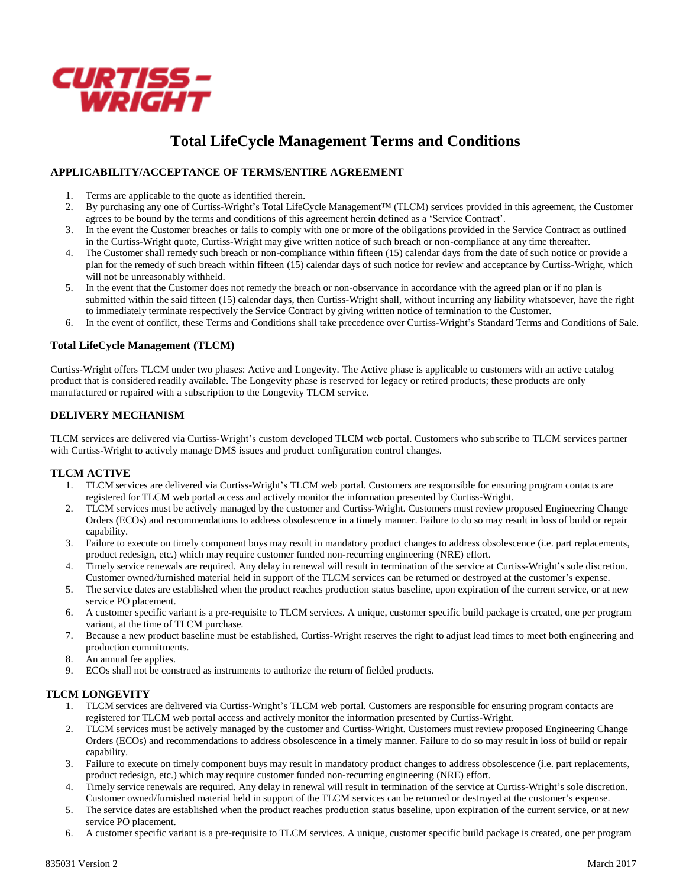CURTISS-WRIGHT

# Total LifeCycle Management Terms and Conditions

## APPLICABILITY/ACCEPTANCE OF TERMS/ENTIRE AGREEMENT

1. Terms are applicable to the quote as identified therein.
2. By purchasing any one of Curtiss-Wright's Total LifeCycle Management™ (TLCM) services provided in this agreement, the Customer agrees to be bound by the terms and conditions of this agreement herein defined as a 'Service Contract'.
3. In the event the Customer breaches or fails to comply with one or more of the obligations provided in the Service Contract as outlined in the Curtiss-Wright quote, Curtiss-Wright may give written notice of such breach or non-compliance at any time thereafter.
4. The Customer shall remedy such breach or non-compliance within fifteen (15) calendar days from the date of such notice or provide a plan for the remedy of such breach within fifteen (15) calendar days of such notice for review and acceptance by Curtiss-Wright, which will not be unreasonably withheld.
5. In the event that the Customer does not remedy the breach or non-observance in accordance with the agreed plan or if no plan is submitted within the said fifteen (15) calendar days, then Curtiss-Wright shall, without incurring any liability whatsoever, have the right to immediately terminate respectively the Service Contract by giving written notice of termination to the Customer.
6. In the event of conflict, these Terms and Conditions shall take precedence over Curtiss-Wright's Standard Terms and Conditions of Sale.

## Total LifeCycle Management (TLCM)

Curtiss-Wright offers TLCM under two phases: Active and Longevity. The Active phase is applicable to customers with an active catalog product that is considered readily available. The Longevity phase is reserved for legacy or retired products; these products are only manufactured or repaired with a subscription to the Longevity TLCM service.

## DELIVERY MECHANISM

TLCM services are delivered via Curtiss-Wright's custom developed TLCM web portal. Customers who subscribe to TLCM services partner with Curtiss-Wright to actively manage DMS issues and product configuration control changes.

### TLCM ACTIVE

1. TLCM services are delivered via Curtiss-Wright's TLCM web portal. Customers are responsible for ensuring program contacts are registered for TLCM web portal access and actively monitor the information presented by Curtiss-Wright.
2. TLCM services must be actively managed by the customer and Curtiss-Wright. Customers must review proposed Engineering Change Orders (ECOs) and recommendations to address obsolescence in a timely manner. Failure to do so may result in loss of build or repair capability.
3. Failure to execute on timely component buys may result in mandatory product changes to address obsolescence (i.e. part replacements, product redesign, etc.) which may require customer funded non-recurring engineering (NRE) effort.
4. Timely service renewals are required. Any delay in renewal will result in termination of the service at Curtiss-Wright's sole discretion. Customer owned/furnished material held in support of the TLCM services can be returned or destroyed at the customer's expense.
5. The service dates are established when the product reaches production status baseline, upon expiration of the current service, or at new service PO placement.
6. A customer specific variant is a pre-requisite to TLCM services. A unique, customer specific build package is created, one per program variant, at the time of TLCM purchase.
7. Because a new product baseline must be established, Curtiss-Wright reserves the right to adjust lead times to meet both engineering and production commitments.
8. An annual fee applies.
9. ECOs shall not be construed as instruments to authorize the return of fielded products.

### TLCM LONGEVITY

1. TLCM services are delivered via Curtiss-Wright's TLCM web portal. Customers are responsible for ensuring program contacts are registered for TLCM web portal access and actively monitor the information presented by Curtiss-Wright.
2. TLCM services must be actively managed by the customer and Curtiss-Wright. Customers must review proposed Engineering Change Orders (ECOs) and recommendations to address obsolescence in a timely manner. Failure to do so may result in loss of build or repair capability.
3. Failure to execute on timely component buys may result in mandatory product changes to address obsolescence (i.e. part replacements, product redesign, etc.) which may require customer funded non-recurring engineering (NRE) effort.
4. Timely service renewals are required. Any delay in renewal will result in termination of the service at Curtiss-Wright's sole discretion. Customer owned/furnished material held in support of the TLCM services can be returned or destroyed at the customer's expense.
5. The service dates are established when the product reaches production status baseline, upon expiration of the current service, or at new service PO placement.
6. A customer specific variant is a pre-requisite to TLCM services. A unique, customer specific build package is created, one per program

835031 Version 2 March 2017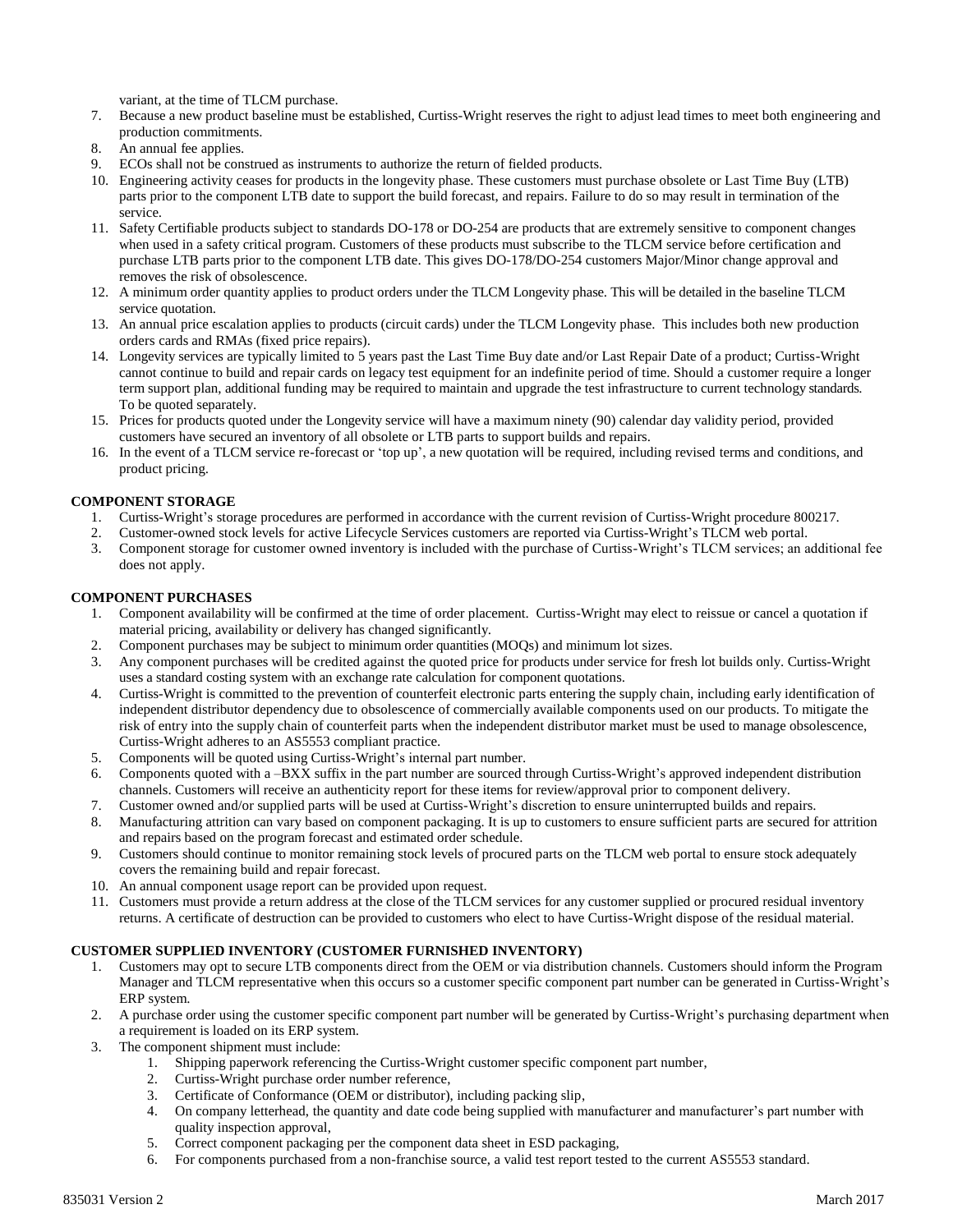variant, at the time of TLCM purchase.

7. Because a new product baseline must be established, Curtiss-Wright reserves the right to adjust lead times to meet both engineering and production commitments.
8. An annual fee applies.
9. ECOs shall not be construed as instruments to authorize the return of fielded products.
10. Engineering activity ceases for products in the longevity phase. These customers must purchase obsolete or Last Time Buy (LTB) parts prior to the component LTB date to support the build forecast, and repairs. Failure to do so may result in termination of the service.
11. Safety Certifiable products subject to standards DO-178 or DO-254 are products that are extremely sensitive to component changes when used in a safety critical program. Customers of these products must subscribe to the TLCM service before certification and purchase LTB parts prior to the component LTB date. This gives DO-178/DO-254 customers Major/Minor change approval and removes the risk of obsolescence.
12. A minimum order quantity applies to product orders under the TLCM Longevity phase. This will be detailed in the baseline TLCM service quotation.
13. An annual price escalation applies to products (circuit cards) under the TLCM Longevity phase. This includes both new production orders cards and RMAs (fixed price repairs).
14. Longevity services are typically limited to 5 years past the Last Time Buy date and/or Last Repair Date of a product; Curtiss-Wright cannot continue to build and repair cards on legacy test equipment for an indefinite period of time. Should a customer require a longer term support plan, additional funding may be required to maintain and upgrade the test infrastructure to current technology standards. To be quoted separately.
15. Prices for products quoted under the Longevity service will have a maximum ninety (90) calendar day validity period, provided customers have secured an inventory of all obsolete or LTB parts to support builds and repairs.
16. In the event of a TLCM service re-forecast or 'top up', a new quotation will be required, including revised terms and conditions, and product pricing.

**COMPONENT STORAGE**

1. Curtiss-Wright's storage procedures are performed in accordance with the current revision of Curtiss-Wright procedure 800217.
2. Customer-owned stock levels for active Lifecycle Services customers are reported via Curtiss-Wright's TLCM web portal.
3. Component storage for customer owned inventory is included with the purchase of Curtiss-Wright's TLCM services; an additional fee does not apply.

**COMPONENT PURCHASES**

1. Component availability will be confirmed at the time of order placement. Curtiss-Wright may elect to reissue or cancel a quotation if material pricing, availability or delivery has changed significantly.
2. Component purchases may be subject to minimum order quantities (MOQs) and minimum lot sizes.
3. Any component purchases will be credited against the quoted price for products under service for fresh lot builds only. Curtiss-Wright uses a standard costing system with an exchange rate calculation for component quotations.
4. Curtiss-Wright is committed to the prevention of counterfeit electronic parts entering the supply chain, including early identification of independent distributor dependency due to obsolescence of commercially available components used on our products. To mitigate the risk of entry into the supply chain of counterfeit parts when the independent distributor market must be used to manage obsolescence, Curtiss-Wright adheres to an AS5553 compliant practice.
5. Components will be quoted using Curtiss-Wright's internal part number.
6. Components quoted with a –BXX suffix in the part number are sourced through Curtiss-Wright's approved independent distribution channels. Customers will receive an authenticity report for these items for review/approval prior to component delivery.
7. Customer owned and/or supplied parts will be used at Curtiss-Wright's discretion to ensure uninterrupted builds and repairs.
8. Manufacturing attrition can vary based on component packaging. It is up to customers to ensure sufficient parts are secured for attrition and repairs based on the program forecast and estimated order schedule.
9. Customers should continue to monitor remaining stock levels of procured parts on the TLCM web portal to ensure stock adequately covers the remaining build and repair forecast.
10. An annual component usage report can be provided upon request.
11. Customers must provide a return address at the close of the TLCM services for any customer supplied or procured residual inventory returns. A certificate of destruction can be provided to customers who elect to have Curtiss-Wright dispose of the residual material.

**CUSTOMER SUPPLIED INVENTORY (CUSTOMER FURNISHED INVENTORY)**

1. Customers may opt to secure LTB components direct from the OEM or via distribution channels. Customers should inform the Program Manager and TLCM representative when this occurs so a customer specific component part number can be generated in Curtiss-Wright's ERP system.
2. A purchase order using the customer specific component part number will be generated by Curtiss-Wright's purchasing department when a requirement is loaded on its ERP system.
3. The component shipment must include:
    1. Shipping paperwork referencing the Curtiss-Wright customer specific component part number,
    2. Curtiss-Wright purchase order number reference,
    3. Certificate of Conformance (OEM or distributor), including packing slip,
    4. On company letterhead, the quantity and date code being supplied with manufacturer and manufacturer's part number with quality inspection approval,
    5. Correct component packaging per the component data sheet in ESD packaging,
    6. For components purchased from a non-franchise source, a valid test report tested to the current AS5553 standard.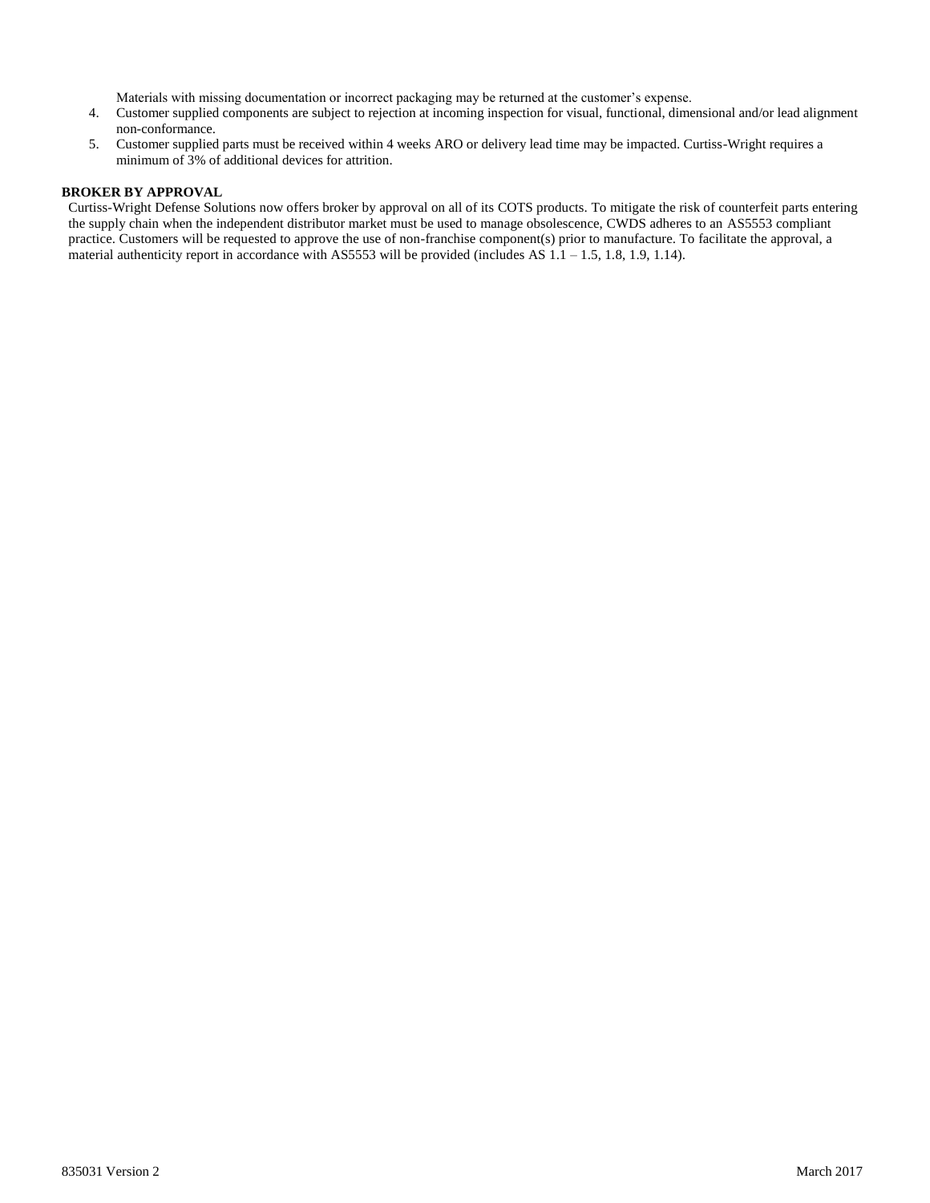Materials with missing documentation or incorrect packaging may be returned at the customer's expense.

4. Customer supplied components are subject to rejection at incoming inspection for visual, functional, dimensional and/or lead alignment non-conformance.
5. Customer supplied parts must be received within 4 weeks ARO or delivery lead time may be impacted. Curtiss-Wright requires a minimum of 3% of additional devices for attrition.

**BROKER BY APPROVAL**

Curtiss-Wright Defense Solutions now offers broker by approval on all of its COTS products. To mitigate the risk of counterfeit parts entering the supply chain when the independent distributor market must be used to manage obsolescence, CWDS adheres to an AS5553 compliant practice. Customers will be requested to approve the use of non-franchise component(s) prior to manufacture. To facilitate the approval, a material authenticity report in accordance with AS5553 will be provided (includes AS 1.1 – 1.5, 1.8, 1.9, 1.14).